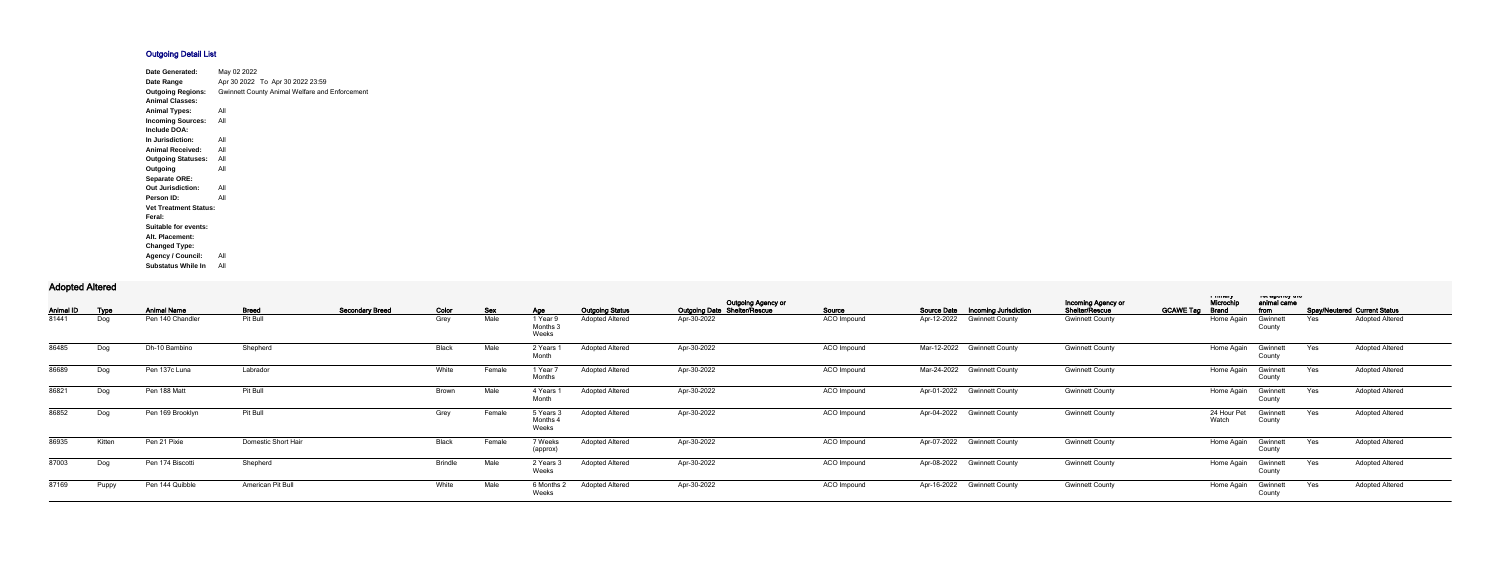## Outgoing Detail List

| | |
|---|---|
| **Date Generated:** | May 02 2022 |
| **Date Range** | Apr 30 2022 To Apr 30 2022 23:59 |
| **Outgoing Regions:** | Gwinnett County Animal Welfare and Enforcement |
| **Animal Classes:** | |
| **Animal Types:** | All |
| **Incoming Sources:** | All |
| **Include DOA:** | |
| **In Jurisdiction:** | All |
| **Animal Received:** | All |
| **Outgoing Statuses:** | All |
| **Outgoing** | All |
| **Separate ORE:** | |
| **Out Jurisdiction:** | All |
| **Person ID:** | All |
| **Vet Treatment Status:** | |
| **Feral:** | |
| **Suitable for events:** | |
| **Alt. Placement:** | |
| **Changed Type:** | |
| **Agency / Council:** | All |
| **Substatus While In** | All |

## Adopted Altered

| Animal ID | Type | Animal Name | Breed | Secondary Breed | Color | Sex | Age | Outgoing Status | Outgoing Date | Outgoing Agency or Shelter/Rescue | Source | Source Date | Incoming Jurisdiction | Incoming Agency or Shelter/Rescue | GCAWE Tag | Primary Microchip Brand | Jurisdiction animal came from | Spay/Neutered | Current Status |
|---|---|---|---|---|---|---|---|---|---|---|---|---|---|---|---|---|---|---|---|
| 81441 | Dog | Pen 140 Chandler | Pit Bull | | Grey | Male | 1 Year 9 Months 3 Weeks | Adopted Altered | Apr-30-2022 | | ACO Impound | Apr-12-2022 | Gwinnett County | Gwinnett County | | Home Again | Gwinnett County | Yes | Adopted Altered |
| 86485 | Dog | Dh-10 Bambino | Shepherd | | Black | Male | 2 Years 1 Month | Adopted Altered | Apr-30-2022 | | ACO Impound | Mar-12-2022 | Gwinnett County | Gwinnett County | | Home Again | Gwinnett County | Yes | Adopted Altered |
| 86689 | Dog | Pen 137c Luna | Labrador | | White | Female | 1 Year 7 Months | Adopted Altered | Apr-30-2022 | | ACO Impound | Mar-24-2022 | Gwinnett County | Gwinnett County | | Home Again | Gwinnett County | Yes | Adopted Altered |
| 86821 | Dog | Pen 188 Matt | Pit Bull | | Brown | Male | 4 Years 1 Month | Adopted Altered | Apr-30-2022 | | ACO Impound | Apr-01-2022 | Gwinnett County | Gwinnett County | | Home Again | Gwinnett County | Yes | Adopted Altered |
| 86852 | Dog | Pen 169 Brooklyn | Pit Bull | | Grey | Female | 5 Years 3 Months 4 Weeks | Adopted Altered | Apr-30-2022 | | ACO Impound | Apr-04-2022 | Gwinnett County | Gwinnett County | | 24 Hour Pet Watch | Gwinnett County | Yes | Adopted Altered |
| 86935 | Kitten | Pen 21 Pixie | Domestic Short Hair | | Black | Female | 7 Weeks (approx) | Adopted Altered | Apr-30-2022 | | ACO Impound | Apr-07-2022 | Gwinnett County | Gwinnett County | | Home Again | Gwinnett County | Yes | Adopted Altered |
| 87003 | Dog | Pen 174 Biscotti | Shepherd | | Brindle | Male | 2 Years 3 Weeks | Adopted Altered | Apr-30-2022 | | ACO Impound | Apr-08-2022 | Gwinnett County | Gwinnett County | | Home Again | Gwinnett County | Yes | Adopted Altered |
| 87169 | Puppy | Pen 144 Quibble | American Pit Bull | | White | Male | 6 Months 2 Weeks | Adopted Altered | Apr-30-2022 | | ACO Impound | Apr-16-2022 | Gwinnett County | Gwinnett County | | Home Again | Gwinnett County | Yes | Adopted Altered |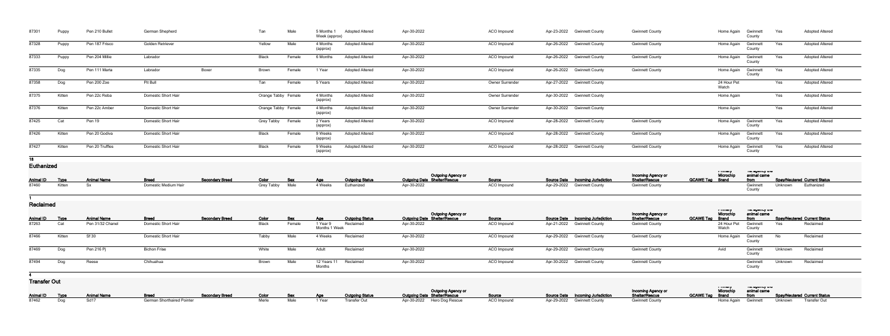| Animal ID | Type | Animal Name | Breed | Secondary Breed | Color | Sex | Age | Outgoing Status | Outgoing Date | Outgoing Agency or Shelter/Rescue | Source | Source Date | Incoming Jurisdiction | Incoming Agency or Shelter/Rescue | GCAWE Tag | Primary Microchip Brand | Rec agency the animal came from | Spay/Neutered | Current Status |
|---|---|---|---|---|---|---|---|---|---|---|---|---|---|---|---|---|---|---|---|
| 87301 | Puppy | Pen 210 Bullet | German Shepherd | | Tan | Male | 5 Months 1 Week (approx) | Adopted Altered | Apr-30-2022 | | ACO Impound | Apr-23-2022 | Gwinnett County | Gwinnett County | | Home Again | Gwinnett County | Yes | Adopted Altered |
| 87328 | Puppy | Pen 187 Frisco | Golden Retriever | | Yellow | Male | 4 Months (approx) | Adopted Altered | Apr-30-2022 | | ACO Impound | Apr-26-2022 | Gwinnett County | Gwinnett County | | Home Again | Gwinnett County | Yes | Adopted Altered |
| 87333 | Puppy | Pen 204 Millie | Labrador | | Black | Female | 6 Months | Adopted Altered | Apr-30-2022 | | ACO Impound | Apr-26-2022 | Gwinnett County | Gwinnett County | | Home Again | Gwinnett County | Yes | Adopted Altered |
| 87335 | Dog | Pen 111 Marta | Labrador | Boxer | Brown | Female | 1 Year | Adopted Altered | Apr-30-2022 | | ACO Impound | Apr-26-2022 | Gwinnett County | Gwinnett County | | Home Again | Gwinnett County | Yes | Adopted Altered |
| 87358 | Dog | Pen 200 Zoe | Pit Bull | | Tan | Female | 5 Years | Adopted Altered | Apr-30-2022 | | Owner Surrender | Apr-27-2022 | Gwinnett County | | | 24 Hour Pet Watch | | Yes | Adopted Altered |
| 87375 | Kitten | Pen 22c Reba | Domestic Short Hair | | Orange Tabby | Female | 4 Months (approx) | Adopted Altered | Apr-30-2022 | | Owner Surrender | Apr-30-2022 | Gwinnett County | | | Home Again | | Yes | Adopted Altered |
| 87376 | Kitten | Pen 22c Amber | Domestic Short Hair | | Orange Tabby | Female | 4 Months (approx) | Adopted Altered | Apr-30-2022 | | Owner Surrender | Apr-30-2022 | Gwinnett County | | | Home Again | | Yes | Adopted Altered |
| 87425 | Cat | Pen 19 | Domestic Short Hair | | Grey Tabby | Female | 2 Years (approx) | Adopted Altered | Apr-30-2022 | | ACO Impound | Apr-28-2022 | Gwinnett County | Gwinnett County | | Home Again | Gwinnett County | Yes | Adopted Altered |
| 87426 | Kitten | Pen 20 Godiva | Domestic Short Hair | | Black | Female | 9 Weeks (approx) | Adopted Altered | Apr-30-2022 | | ACO Impound | Apr-28-2022 | Gwinnett County | Gwinnett County | | Home Again | Gwinnett County | Yes | Adopted Altered |
| 87427 | Kitten | Pen 20 Truffles | Domestic Short Hair | | Black | Female | 9 Weeks (approx) | Adopted Altered | Apr-30-2022 | | ACO Impound | Apr-28-2022 | Gwinnett County | Gwinnett County | | Home Again | Gwinnett County | Yes | Adopted Altered |

18

## Euthanized

| Animal ID | Type | Animal Name | Breed | Secondary Breed | Color | Sex | Age | Outgoing Status | Outgoing Date | Outgoing Agency or Shelter/Rescue | Source | Source Date | Incoming Jurisdiction | Incoming Agency or Shelter/Rescue | GCAWE Tag | Primary Microchip Brand | Rec agency the animal came from | Spay/Neutered | Current Status |
|---|---|---|---|---|---|---|---|---|---|---|---|---|---|---|---|---|---|---|---|
| 87460 | Kitten | Sx | Domestic Medium Hair | | Grey Tabby | Male | 4 Weeks | Euthanized | Apr-30-2022 | | ACO Impound | Apr-29-2022 | Gwinnett County | Gwinnett County | | | Gwinnett County | Unknown | Euthanized |

1

## Reclaimed

| Animal ID | Type | Animal Name | Breed | Secondary Breed | Color | Sex | Age | Outgoing Status | Outgoing Date | Outgoing Agency or Shelter/Rescue | Source | Source Date | Incoming Jurisdiction | Incoming Agency or Shelter/Rescue | GCAWE Tag | Primary Microchip Brand | Rec agency the animal came from | Spay/Neutered | Current Status |
|---|---|---|---|---|---|---|---|---|---|---|---|---|---|---|---|---|---|---|---|
| 87263 | Cat | Pen 31/32 Chanel | Domestic Short Hair | | Black | Female | 1 Year 9 Months 1 Week | Reclaimed | Apr-30-2022 | | ACO Impound | Apr-21-2022 | Gwinnett County | Gwinnett County | | 24 Hour Pet Watch | Gwinnett County | Yes | Reclaimed |
| 87466 | Kitten | Sf 30 | Domestic Short Hair | | Tabby | Male | 4 Weeks | Reclaimed | Apr-30-2022 | | ACO Impound | Apr-29-2022 | Gwinnett County | Gwinnett County | | Home Again | Gwinnett County | No | Reclaimed |
| 87469 | Dog | Pen 216 Pj | Bichon Frise | | White | Male | Adult | Reclaimed | Apr-30-2022 | | ACO Impound | Apr-29-2022 | Gwinnett County | Gwinnett County | | Avid | Gwinnett County | Unknown | Reclaimed |
| 87494 | Dog | Reese | Chihuahua | | Brown | Male | 12 Years 11 Months | Reclaimed | Apr-30-2022 | | ACO Impound | Apr-30-2022 | Gwinnett County | Gwinnett County | | | Gwinnett County | Unknown | Reclaimed |

4

## Transfer Out

| Animal ID | Type | Animal Name | Breed | Secondary Breed | Color | Sex | Age | Outgoing Status | Outgoing Date | Outgoing Agency or Shelter/Rescue | Source | Source Date | Incoming Jurisdiction | Incoming Agency or Shelter/Rescue | GCAWE Tag | Primary Microchip Brand | Rec agency the animal came from | Spay/Neutered | Current Status |
|---|---|---|---|---|---|---|---|---|---|---|---|---|---|---|---|---|---|---|---|
| 87462 | Dog | Sd17 | German Shorthaired Pointer | | Merle | Male | 1 Year | Transfer Out | Apr-30-2022 | Hero Dog Rescue | ACO Impound | Apr-29-2022 | Gwinnett County | Gwinnett County | | Home Again | Gwinnett | Unknown | Transfer Out |